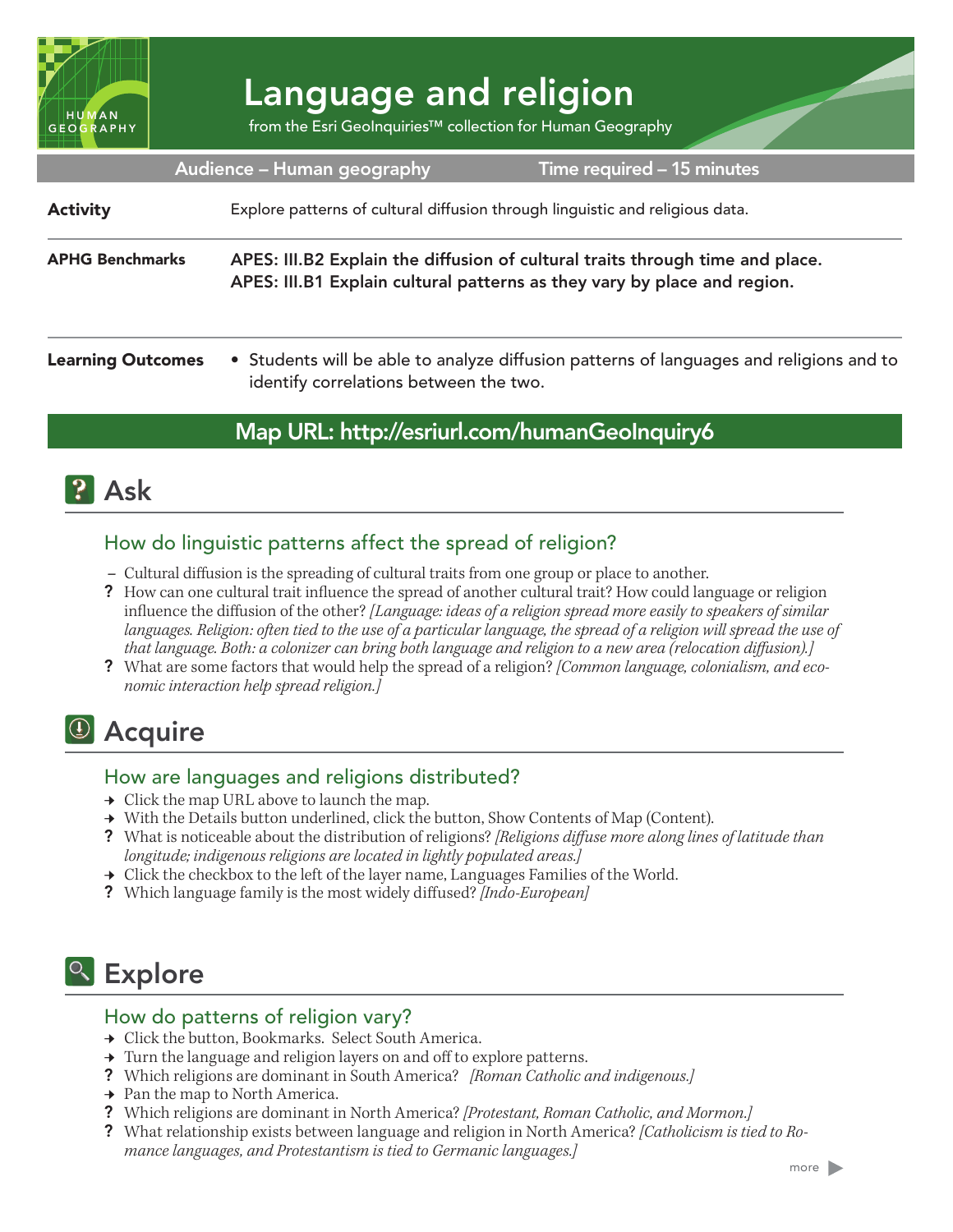# Language and religion

from the Esri GeoInquiries™ collection for Human Geography

**Audience – Human geography** | **Time required – 15 minutes**

**Activity**
Explore patterns of cultural diffusion through linguistic and religious data.

**APHG Benchmarks**
**APES: III.B2 Explain the diffusion of cultural traits through time and place.**
**APES: III.B1 Explain cultural patterns as they vary by place and region.**

**Learning Outcomes**
- Students will be able to analyze diffusion patterns of languages and religions and to identify correlations between the two.

## Map URL: http://esriurl.com/humanGeoInquiry6

## Ask

### How do linguistic patterns affect the spread of religion?

– Cultural diffusion is the spreading of cultural traits from one group or place to another.

? How can one cultural trait influence the spread of another cultural trait? How could language or religion influence the diffusion of the other? *[Language: ideas of a religion spread more easily to speakers of similar languages. Religion: often tied to the use of a particular language, the spread of a religion will spread the use of that language. Both: a colonizer can bring both language and religion to a new area (relocation diffusion).]*

? What are some factors that would help the spread of a religion? *[Common language, colonialism, and economic interaction help spread religion.]*

## Acquire

### How are languages and religions distributed?

→ Click the map URL above to launch the map.

→ With the Details button underlined, click the button, Show Contents of Map (Content).

? What is noticeable about the distribution of religions? *[Religions diffuse more along lines of latitude than longitude; indigenous religions are located in lightly populated areas.]*

→ Click the checkbox to the left of the layer name, Languages Families of the World.

? Which language family is the most widely diffused? *[Indo-European]*

## Explore

### How do patterns of religion vary?

→ Click the button, Bookmarks. Select South America.

→ Turn the language and religion layers on and off to explore patterns.

? Which religions are dominant in South America? *[Roman Catholic and indigenous.]*

→ Pan the map to North America.

? Which religions are dominant in North America? *[Protestant, Roman Catholic, and Mormon.]*

? What relationship exists between language and religion in North America? *[Catholicism is tied to Romance languages, and Protestantism is tied to Germanic languages.]*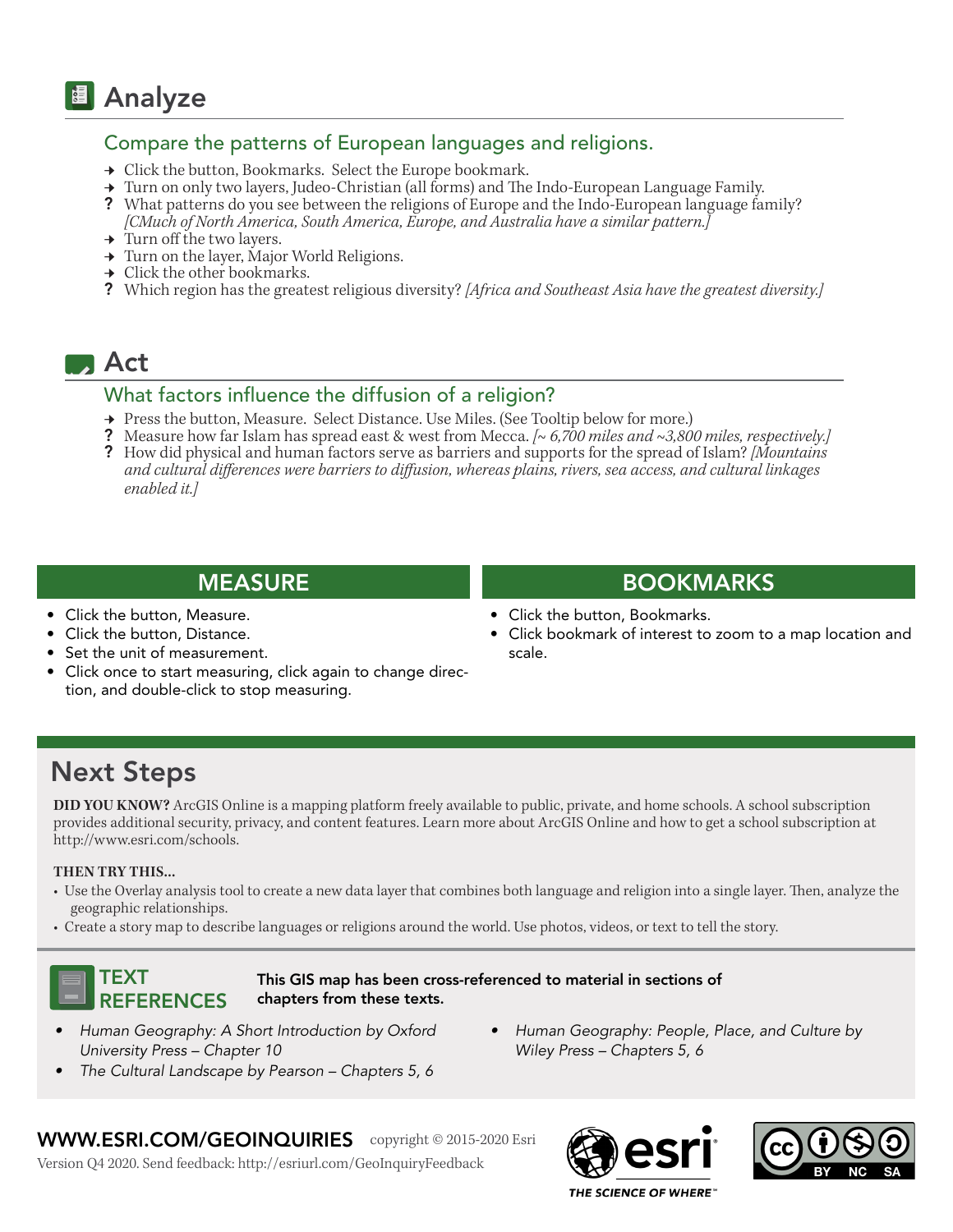## Analyze

### Compare the patterns of European languages and religions.

- → Click the button, Bookmarks. Select the Europe bookmark.
- → Turn on only two layers, Judeo-Christian (all forms) and The Indo-European Language Family.
- ? What patterns do you see between the religions of Europe and the Indo-European language family? *[CMuch of North America, South America, Europe, and Australia have a similar pattern.]*
- → Turn off the two layers.
- → Turn on the layer, Major World Religions.
- → Click the other bookmarks.
- ? Which region has the greatest religious diversity? *[Africa and Southeast Asia have the greatest diversity.]*

## Act

### What factors influence the diffusion of a religion?

- → Press the button, Measure. Select Distance. Use Miles. (See Tooltip below for more.)
- ? Measure how far Islam has spread east & west from Mecca. *[~ 6,700 miles and ~3,800 miles, respectively.]*
- ? How did physical and human factors serve as barriers and supports for the spread of Islam? *[Mountains and cultural differences were barriers to diffusion, whereas plains, rivers, sea access, and cultural linkages enabled it.]*

### MEASURE

- Click the button, Measure.
- Click the button, Distance.
- Set the unit of measurement.
- Click once to start measuring, click again to change direction, and double-click to stop measuring.

### BOOKMARKS

- Click the button, Bookmarks.
- Click bookmark of interest to zoom to a map location and scale.

## Next Steps

**DID YOU KNOW?** ArcGIS Online is a mapping platform freely available to public, private, and home schools. A school subscription provides additional security, privacy, and content features. Learn more about ArcGIS Online and how to get a school subscription at http://www.esri.com/schools.

**THEN TRY THIS...**

- Use the Overlay analysis tool to create a new data layer that combines both language and religion into a single layer. Then, analyze the geographic relationships.
- Create a story map to describe languages or religions around the world. Use photos, videos, or text to tell the story.

### TEXT REFERENCES

**This GIS map has been cross-referenced to material in sections of chapters from these texts.**

- *Human Geography: A Short Introduction by Oxford University Press – Chapter 10*
- *The Cultural Landscape by Pearson – Chapters 5, 6*
- *Human Geography: People, Place, and Culture by Wiley Press – Chapters 5, 6*

**WWW.ESRI.COM/GEOINQUIRIES** copyright © 2015-2020 Esri

Version Q4 2020. Send feedback: http://esriurl.com/GeoInquiryFeedback

esri THE SCIENCE OF WHERE™

CC BY NC SA